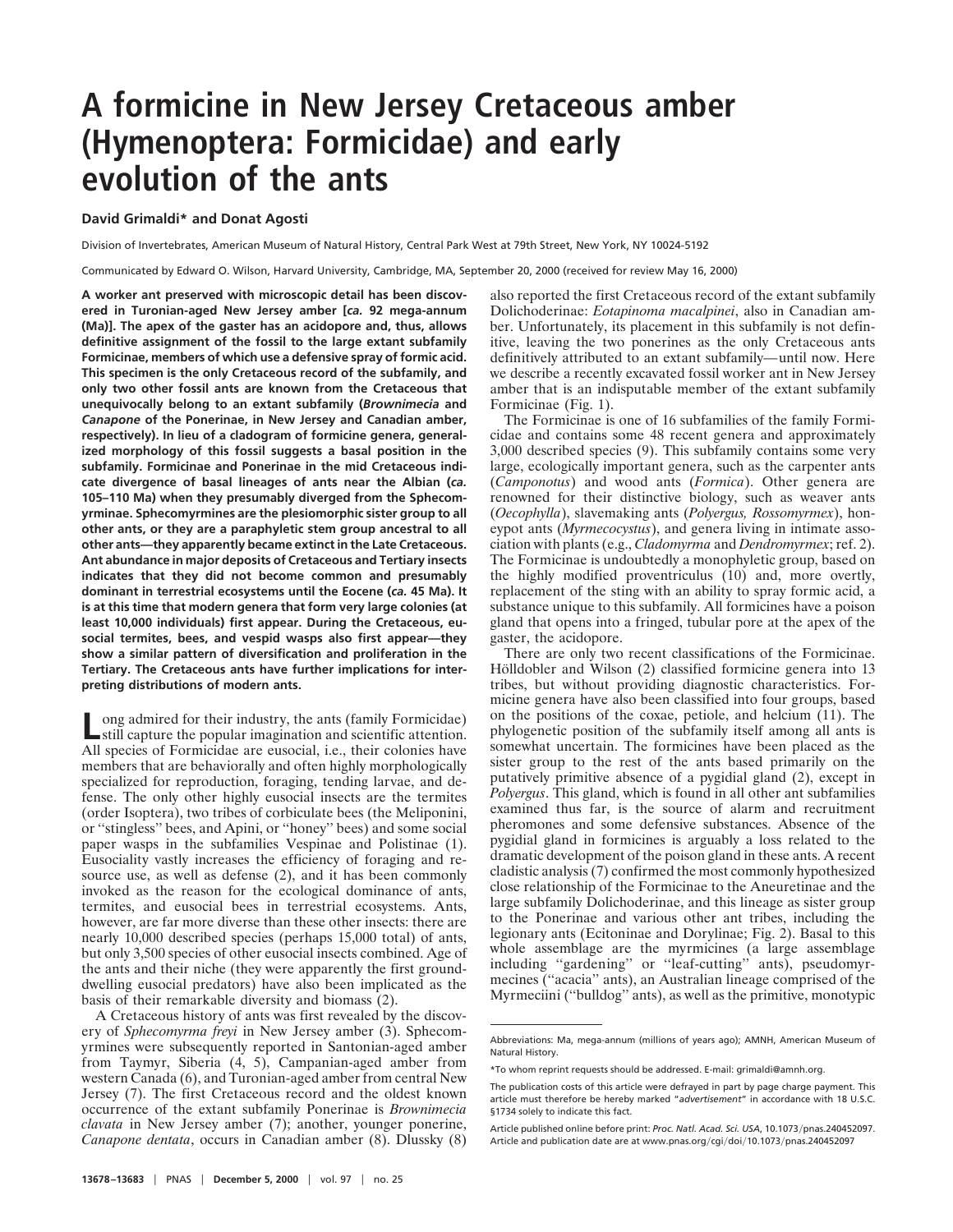# A formicine in New Jersey Cretaceous amber (Hymenoptera: Formicidae) and early evolution of the ants

**David Grimaldi* and Donat Agosti**

Division of Invertebrates, American Museum of Natural History, Central Park West at 79th Street, New York, NY 10024-5192

Communicated by Edward O. Wilson, Harvard University, Cambridge, MA, September 20, 2000 (received for review May 16, 2000)

**A worker ant preserved with microscopic detail has been discovered in Turonian-aged New Jersey amber [*ca.* 92 mega-annum (Ma)]. The apex of the gaster has an acidopore and, thus, allows definitive assignment of the fossil to the large extant subfamily Formicinae, members of which use a defensive spray of formic acid. This specimen is the only Cretaceous record of the subfamily, and only two other fossil ants are known from the Cretaceous that unequivocally belong to an extant subfamily (*Brownimecia* and *Canapone* of the Ponerinae, in New Jersey and Canadian amber, respectively). In lieu of a cladogram of formicine genera, generalized morphology of this fossil suggests a basal position in the subfamily. Formicinae and Ponerinae in the mid Cretaceous indicate divergence of basal lineages of ants near the Albian (*ca.* 105–110 Ma) when they presumably diverged from the Sphecomyrminae. Sphecomyrmines are the plesiomorphic sister group to all other ants, or they are a paraphyletic stem group ancestral to all other ants—they apparently became extinct in the Late Cretaceous. Ant abundance in major deposits of Cretaceous and Tertiary insects indicates that they did not become common and presumably dominant in terrestrial ecosystems until the Eocene (*ca.* 45 Ma). It is at this time that modern genera that form very large colonies (at least 10,000 individuals) first appear. During the Cretaceous, eusocial termites, bees, and vespid wasps also first appear—they show a similar pattern of diversification and proliferation in the Tertiary. The Cretaceous ants have further implications for interpreting distributions of modern ants.**

Long admired for their industry, the ants (family Formicidae) still capture the popular imagination and scientific attention. All species of Formicidae are eusocial, i.e., their colonies have members that are behaviorally and often highly morphologically specialized for reproduction, foraging, tending larvae, and defense. The only other highly eusocial insects are the termites (order Isoptera), two tribes of corbiculate bees (the Meliponini, or "stingless" bees, and Apini, or "honey" bees) and some social paper wasps in the subfamilies Vespinae and Polistinae (1). Eusociality vastly increases the efficiency of foraging and resource use, as well as defense (2), and it has been commonly invoked as the reason for the ecological dominance of ants, termites, and eusocial bees in terrestrial ecosystems. Ants, however, are far more diverse than these other insects: there are nearly 10,000 described species (perhaps 15,000 total) of ants, but only 3,500 species of other eusocial insects combined. Age of the ants and their niche (they were apparently the first ground-dwelling eusocial predators) have also been implicated as the basis of their remarkable diversity and biomass (2).

A Cretaceous history of ants was first revealed by the discovery of *Sphecomyrma freyi* in New Jersey amber (3). Sphecomyrmines were subsequently reported in Santonian-aged amber from Taymyr, Siberia (4, 5), Campanian-aged amber from western Canada (6), and Turonian-aged amber from central New Jersey (7). The first Cretaceous record and the oldest known occurrence of the extant subfamily Ponerinae is *Brownimecia clavata* in New Jersey amber (7); another, younger ponerine, *Canapone dentata*, occurs in Canadian amber (8). Dlussky (8) also reported the first Cretaceous record of the extant subfamily Dolichoderinae: *Eotapinoma macalpinei*, also in Canadian amber. Unfortunately, its placement in this subfamily is not definitive, leaving the two ponerines as the only Cretaceous ants definitively attributed to an extant subfamily—until now. Here we describe a recently excavated fossil worker ant in New Jersey amber that is an indisputable member of the extant subfamily Formicinae (Fig. 1).

The Formicinae is one of 16 subfamilies of the family Formicidae and contains some 48 recent genera and approximately 3,000 described species (9). This subfamily contains some very large, ecologically important genera, such as the carpenter ants (*Camponotus*) and wood ants (*Formica*). Other genera are renowned for their distinctive biology, such as weaver ants (*Oecophylla*), slavemaking ants (*Polyergus, Rossomyrmex*), honeypot ants (*Myrmecocystus*), and genera living in intimate association with plants (e.g., *Cladomyrma* and *Dendromyrmex*; ref. 2). The Formicinae is undoubtedly a monophyletic group, based on the highly modified proventriculus (10) and, more overtly, replacement of the sting with an ability to spray formic acid, a substance unique to this subfamily. All formicines have a poison gland that opens into a fringed, tubular pore at the apex of the gaster, the acidopore.

There are only two recent classifications of the Formicinae. Hölldobler and Wilson (2) classified formicine genera into 13 tribes, but without providing diagnostic characteristics. Formicine genera have also been classified into four groups, based on the positions of the coxae, petiole, and helcium (11). The phylogenetic position of the subfamily itself among all ants is somewhat uncertain. The formicines have been placed as the sister group to the rest of the ants based primarily on the putatively primitive absence of a pygidial gland (2), except in *Polyergus*. This gland, which is found in all other ant subfamilies examined thus far, is the source of alarm and recruitment pheromones and some defensive substances. Absence of the pygidial gland in formicines is arguably a loss related to the dramatic development of the poison gland in these ants. A recent cladistic analysis (7) confirmed the most commonly hypothesized close relationship of the Formicinae to the Aneuretinae and the large subfamily Dolichoderinae, and this lineage as sister group to the Ponerinae and various other ant tribes, including the legionary ants (Ecitoninae and Dorylinae; Fig. 2). Basal to this whole assemblage are the myrmicines (a large assemblage including "gardening" or "leaf-cutting" ants), pseudomyrmecines ("acacia" ants), an Australian lineage comprised of the Myrmeciini ("bulldog" ants), as well as the primitive, monotypic

---

Abbreviations: Ma, mega-annum (millions of years ago); AMNH, American Museum of Natural History.

*To whom reprint requests should be addressed. E-mail: grimaldi@amnh.org.

The publication costs of this article were defrayed in part by page charge payment. This article must therefore be hereby marked "*advertisement*" in accordance with 18 U.S.C. §1734 solely to indicate this fact.

Article published online before print: *Proc. Natl. Acad. Sci. USA*, 10.1073/pnas.240452097. Article and publication date are at www.pnas.org/cgi/doi/10.1073/pnas.240452097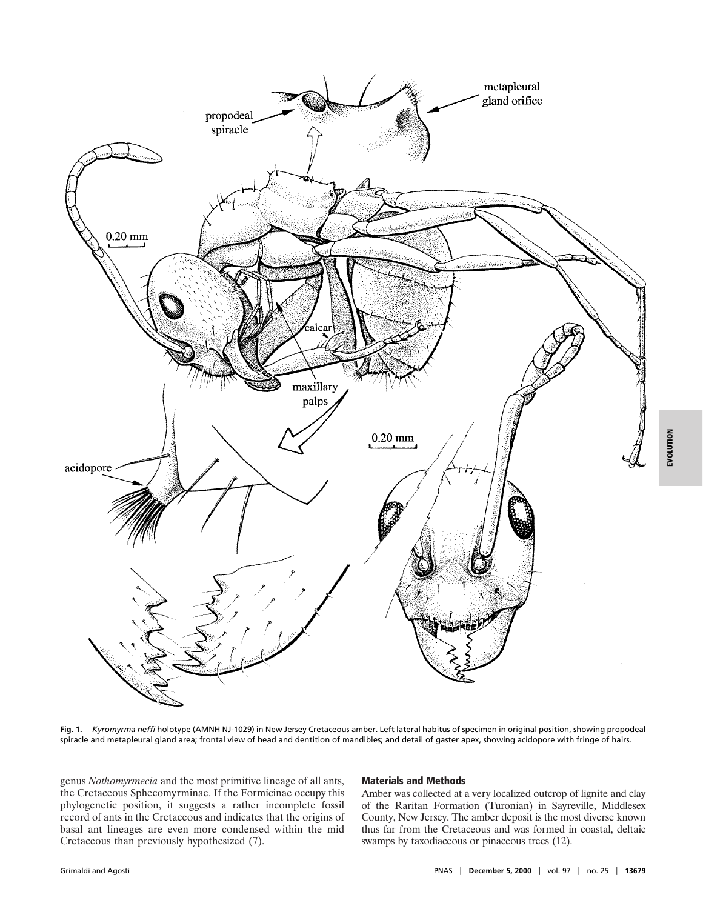**Fig. 1.** *Kyromyrma neffi* holotype (AMNH NJ-1029) in New Jersey Cretaceous amber. Left lateral habitus of specimen in original position, showing propodeal spiracle and metapleural gland area; frontal view of head and dentition of mandibles; and detail of gaster apex, showing acidopore with fringe of hairs.

genus *Nothomyrmecia* and the most primitive lineage of all ants, the Cretaceous Sphecomyrminae. If the Formicinae occupy this phylogenetic position, it suggests a rather incomplete fossil record of ants in the Cretaceous and indicates that the origins of basal ant lineages are even more condensed within the mid Cretaceous than previously hypothesized (7).

## Materials and Methods

Amber was collected at a very localized outcrop of lignite and clay of the Raritan Formation (Turonian) in Sayreville, Middlesex County, New Jersey. The amber deposit is the most diverse known thus far from the Cretaceous and was formed in coastal, deltaic swamps by taxodiaceous or pinaceous trees (12).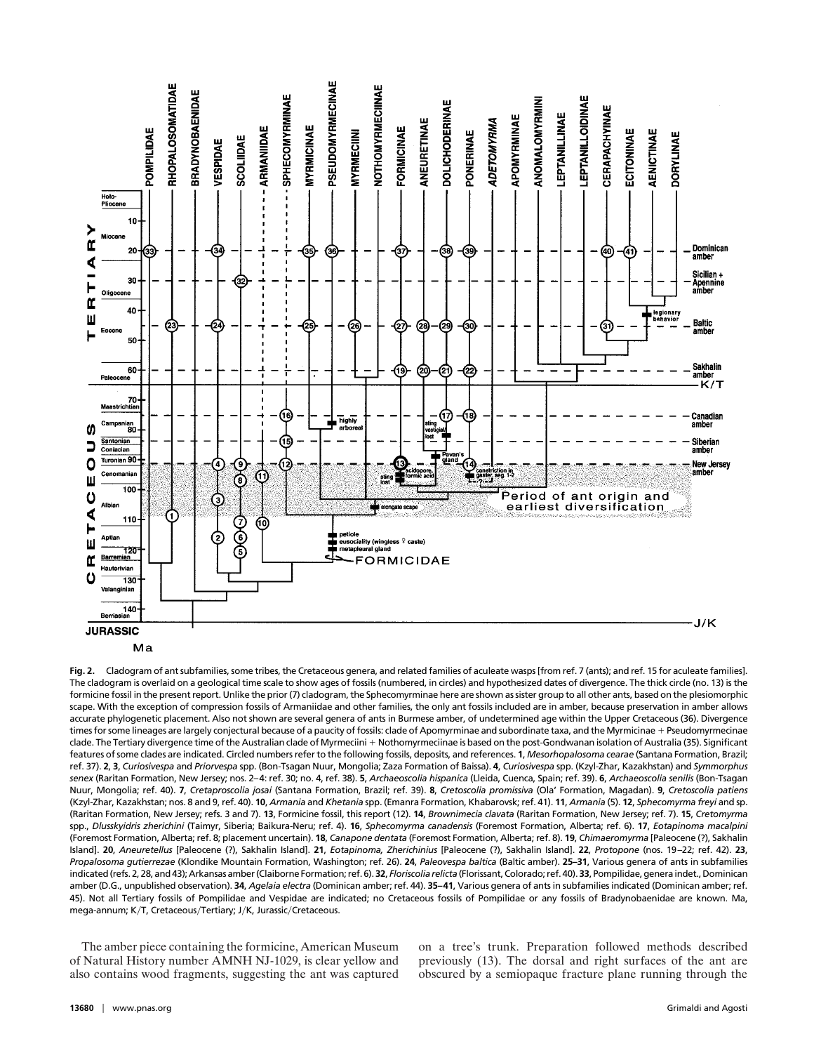**Fig. 2.** Cladogram of ant subfamilies, some tribes, the Cretaceous genera, and related families of aculeate wasps [from ref. 7 (ants); and ref. 15 for aculeate families]. The cladogram is overlaid on a geological time scale to show ages of fossils (numbered, in circles) and hypothesized dates of divergence. The thick circle (no. 13) is the formicine fossil in the present report. Unlike the prior (7) cladogram, the Sphecomyrminae here are shown as sister group to all other ants, based on the plesiomorphic scape. With the exception of compression fossils of Armaniidae and other families, the only ant fossils included are in amber, because preservation in amber allows accurate phylogenetic placement. Also not shown are several genera of ants in Burmese amber, of undetermined age within the Upper Cretaceous (36). Divergence times for some lineages are largely conjectural because of a paucity of fossils: clade of Apomyrminae and subordinate taxa, and the Myrmicinae + Pseudomyrmecinae clade. The Tertiary divergence time of the Australian clade of Myrmeciini + Nothomyrmeciinae is based on the post-Gondwanan isolation of Australia (35). Significant features of some clades are indicated. Circled numbers refer to the following fossils, deposits, and references. **1**, *Mesorhopalosoma cearae* (Santana Formation, Brazil; ref. 37). **2**, **3**, *Curiosivespa* and *Priorvespa* spp. (Bon-Tsagan Nuur, Mongolia; Zaza Formation of Baissa). **4**, *Curiosivespa* spp. (Kzyl-Zhar, Kazakhstan) and *Symmorphus senex* (Raritan Formation, New Jersey; nos. 2–4: ref. 30; no. 4, ref. 38). **5**, *Archaeoscolia hispanica* (Lleida, Cuenca, Spain; ref. 39). **6**, *Archaeoscolia senilis* (Bon-Tsagan Nuur, Mongolia; ref. 40). **7**, *Cretaproscolia josai* (Santana Formation, Brazil; ref. 39). **8**, *Cretoscolia promissiva* (Ola' Formation, Magadan). **9**, *Cretoscolia patiens* (Kzyl-Zhar, Kazakhstan; nos. 8 and 9, ref. 40). **10**, *Armania* and *Khetania* spp. (Emanra Formation, Khabarovsk; ref. 41). **11**, *Armania* (5). **12**, *Sphecomyrma freyi* and sp. (Raritan Formation, New Jersey; refs. 3 and 7). **13**, Formicine fossil, this report (12). **14**, *Brownimecia clavata* (Raritan Formation, New Jersey; ref. 7). **15**, *Cretomyrma* spp., *Dlusskyidris zherichini* (Taimyr, Siberia; Baikura-Neru; ref. 4). **16**, *Sphecomyrma canadensis* (Foremost Formation, Alberta; ref. 6). **17**, *Eotapinoma macalpini* (Foremost Formation, Alberta; ref. 8; placement uncertain). **18**, *Canapone dentata* (Foremost Formation, Alberta; ref. 8). **19**, *Chimaeromyrma* [Paleocene (?), Sakhalin Island]. **20**, *Aneuretellus* [Paleocene (?), Sakhalin Island]. **21**, *Eotapinoma, Zherichinius* [Paleocene (?), Sakhalin Island]. **22**, *Protopone* (nos. 19–22; ref. 42). **23**, *Propalosoma gutierrezae* (Klondike Mountain Formation, Washington; ref. 26). **24**, *Paleovespa baltica* (Baltic amber). **25–31**, Various genera of ants in subfamilies indicated (refs. 2, 28, and 43); Arkansas amber (Claiborne Formation; ref. 6). **32**, *Floriscolia relicta* (Florissant, Colorado; ref. 40). **33**, Pompilidae, genera indet., Dominican amber (D.G., unpublished observation). **34**, *Agelaia electra* (Dominican amber; ref. 44). **35–41**, Various genera of ants in subfamilies indicated (Dominican amber; ref. 45). Not all Tertiary fossils of Pompilidae and Vespidae are indicated; no Cretaceous fossils of Pompilidae or any fossils of Bradynobaenidae are known. Ma, mega-annum; K/T, Cretaceous/Tertiary; J/K, Jurassic/Cretaceous.

The amber piece containing the formicine, American Museum of Natural History number AMNH NJ-1029, is clear yellow and also contains wood fragments, suggesting the ant was captured on a tree's trunk. Preparation followed methods described previously (13). The dorsal and right surfaces of the ant are obscured by a semiopaque fracture plane running through the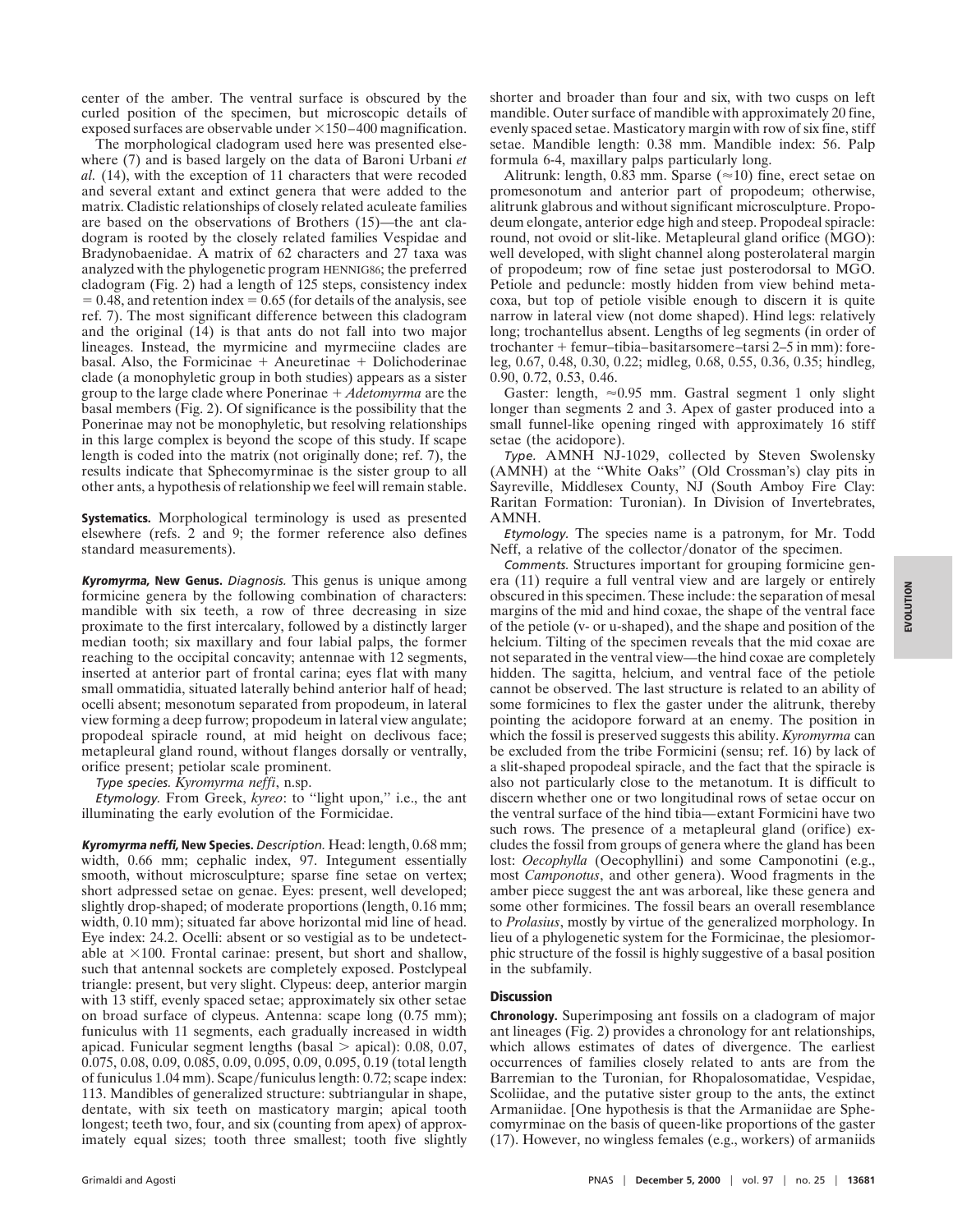center of the amber. The ventral surface is obscured by the curled position of the specimen, but microscopic details of exposed surfaces are observable under ×150–400 magnification.

The morphological cladogram used here was presented elsewhere (7) and is based largely on the data of Baroni Urbani *et al.* (14), with the exception of 11 characters that were recoded and several extant and extinct genera that were added to the matrix. Cladistic relationships of closely related aculeate families are based on the observations of Brothers (15)—the ant cladogram is rooted by the closely related families Vespidae and Bradynobaenidae. A matrix of 62 characters and 27 taxa was analyzed with the phylogenetic program HENNIG86; the preferred cladogram (Fig. 2) had a length of 125 steps, consistency index = 0.48, and retention index = 0.65 (for details of the analysis, see ref. 7). The most significant difference between this cladogram and the original (14) is that ants do not fall into two major lineages. Instead, the myrmicine and myrmeciine clades are basal. Also, the Formicinae + Aneuretinae + Dolichoderinae clade (a monophyletic group in both studies) appears as a sister group to the large clade where Ponerinae + *Adetomyrma* are the basal members (Fig. 2). Of significance is the possibility that the Ponerinae may not be monophyletic, but resolving relationships in this large complex is beyond the scope of this study. If scape length is coded into the matrix (not originally done; ref. 7), the results indicate that Sphecomyrminae is the sister group to all other ants, a hypothesis of relationship we feel will remain stable.

**Systematics.** Morphological terminology is used as presented elsewhere (refs. 2 and 9; the former reference also defines standard measurements).

***Kyromyrma*, New Genus.** *Diagnosis.* This genus is unique among formicine genera by the following combination of characters: mandible with six teeth, a row of three decreasing in size proximate to the first intercalary, followed by a distinctly larger median tooth; six maxillary and four labial palps, the former reaching to the occipital concavity; antennae with 12 segments, inserted at anterior part of frontal carina; eyes flat with many small ommatidia, situated laterally behind anterior half of head; ocelli absent; mesonotum separated from propodeum, in lateral view forming a deep furrow; propodeum in lateral view angulate; propodeal spiracle round, at mid height on declivous face; metapleural gland round, without flanges dorsally or ventrally, orifice present; petiolar scale prominent.

*Type species. Kyromyrma neffi*, n.sp.

*Etymology.* From Greek, *kyreo*: to "light upon," i.e., the ant illuminating the early evolution of the Formicidae.

***Kyromyrma neffi*, New Species.** *Description.* Head: length, 0.68 mm; width, 0.66 mm; cephalic index, 97. Integument essentially smooth, without microsculpture; sparse fine setae on vertex; short adpressed setae on genae. Eyes: present, well developed; slightly drop-shaped; of moderate proportions (length, 0.16 mm; width, 0.10 mm); situated far above horizontal mid line of head. Eye index: 24.2. Ocelli: absent or so vestigial as to be undetectable at ×100. Frontal carinae: present, but short and shallow, such that antennal sockets are completely exposed. Postclypeal triangle: present, but very slight. Clypeus: deep, anterior margin with 13 stiff, evenly spaced setae; approximately six other setae on broad surface of clypeus. Antenna: scape long (0.75 mm); funiculus with 11 segments, each gradually increased in width apicad. Funicular segment lengths (basal > apical): 0.08, 0.07, 0.075, 0.08, 0.09, 0.085, 0.09, 0.095, 0.09, 0.095, 0.19 (total length of funiculus 1.04 mm). Scape/funiculus length: 0.72; scape index: 113. Mandibles of generalized structure: subtriangular in shape, dentate, with six teeth on masticatory margin; apical tooth longest; teeth two, four, and six (counting from apex) of approximately equal sizes; tooth three smallest; tooth five slightly shorter and broader than four and six, with two cusps on left mandible. Outer surface of mandible with approximately 20 fine, evenly spaced setae. Masticatory margin with row of six fine, stiff setae. Mandible length: 0.38 mm. Mandible index: 56. Palp formula 6-4, maxillary palps particularly long.

Alitrunk: length, 0.83 mm. Sparse (≈10) fine, erect setae on promesonotum and anterior part of propodeum; otherwise, alitrunk glabrous and without significant microsculpture. Propodeum elongate, anterior edge high and steep. Propodeal spiracle: round, not ovoid or slit-like. Metapleural gland orifice (MGO): well developed, with slight channel along posterolateral margin of propodeum; row of fine setae just posterodorsal to MGO. Petiole and peduncle: mostly hidden from view behind metacoxa, but top of petiole visible enough to discern it is quite narrow in lateral view (not dome shaped). Hind legs: relatively long; trochantellus absent. Lengths of leg segments (in order of trochanter + femur–tibia–basitarsomere–tarsi 2–5 in mm): foreleg, 0.67, 0.48, 0.30, 0.22; midleg, 0.68, 0.55, 0.36, 0.35; hindleg, 0.90, 0.72, 0.53, 0.46.

Gaster: length, ≈0.95 mm. Gastral segment 1 only slight longer than segments 2 and 3. Apex of gaster produced into a small funnel-like opening ringed with approximately 16 stiff setae (the acidopore).

*Type.* AMNH NJ-1029, collected by Steven Swolensky (AMNH) at the "White Oaks" (Old Crossman's) clay pits in Sayreville, Middlesex County, NJ (South Amboy Fire Clay: Raritan Formation: Turonian). In Division of Invertebrates, AMNH.

*Etymology.* The species name is a patronym, for Mr. Todd Neff, a relative of the collector/donator of the specimen.

*Comments.* Structures important for grouping formicine genera (11) require a full ventral view and are largely or entirely obscured in this specimen. These include: the separation of mesal margins of the mid and hind coxae, the shape of the ventral face of the petiole (v- or u-shaped), and the shape and position of the helcium. Tilting of the specimen reveals that the mid coxae are not separated in the ventral view—the hind coxae are completely hidden. The sagitta, helcium, and ventral face of the petiole cannot be observed. The last structure is related to an ability of some formicines to flex the gaster under the alitrunk, thereby pointing the acidopore forward at an enemy. The position in which the fossil is preserved suggests this ability. *Kyromyrma* can be excluded from the tribe Formicini (sensu; ref. 16) by lack of a slit-shaped propodeal spiracle, and the fact that the spiracle is also not particularly close to the metanotum. It is difficult to discern whether one or two longitudinal rows of setae occur on the ventral surface of the hind tibia—extant Formicini have two such rows. The presence of a metapleural gland (orifice) excludes the fossil from groups of genera where the gland has been lost: *Oecophylla* (Oecophyllini) and some Camponotini (e.g., most *Camponotus*, and other genera). Wood fragments in the amber piece suggest the ant was arboreal, like these genera and some other formicines. The fossil bears an overall resemblance to *Prolasius*, mostly by virtue of the generalized morphology. In lieu of a phylogenetic system for the Formicinae, the plesiomorphic structure of the fossil is highly suggestive of a basal position in the subfamily.

## Discussion

**Chronology.** Superimposing ant fossils on a cladogram of major ant lineages (Fig. 2) provides a chronology for ant relationships, which allows estimates of dates of divergence. The earliest occurrences of families closely related to ants are from the Barremian to the Turonian, for Rhopalosomatidae, Vespidae, Scoliidae, and the putative sister group to the ants, the extinct Armaniidae. [One hypothesis is that the Armaniidae are Sphecomyrminae on the basis of queen-like proportions of the gaster (17). However, no wingless females (e.g., workers) of armaniids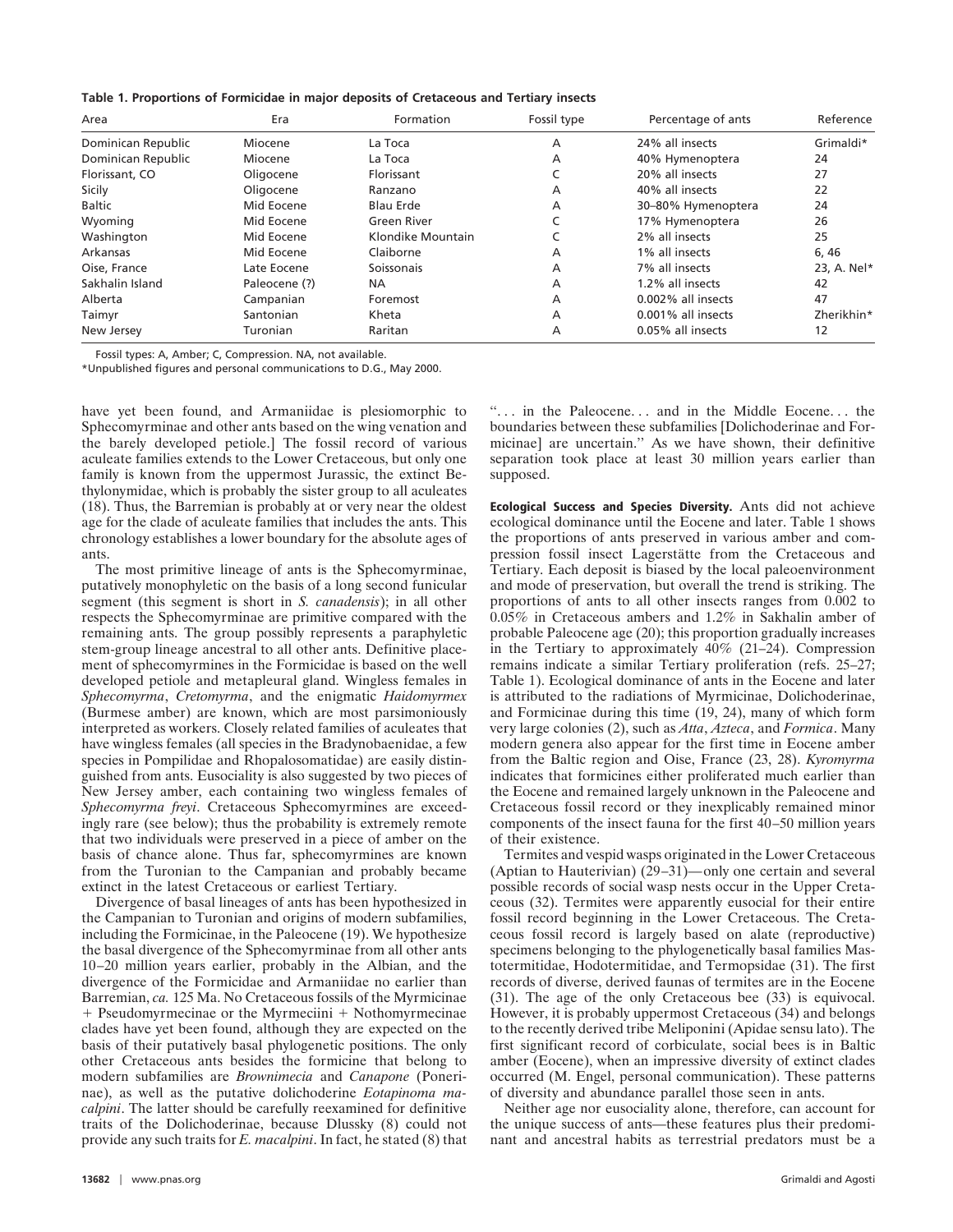**Table 1. Proportions of Formicidae in major deposits of Cretaceous and Tertiary insects**

| Area | Era | Formation | Fossil type | Percentage of ants | Reference |
|---|---|---|---|---|---|
| Dominican Republic | Miocene | La Toca | A | 24% all insects | Grimaldi* |
| Dominican Republic | Miocene | La Toca | A | 40% Hymenoptera | 24 |
| Florissant, CO | Oligocene | Florissant | C | 20% all insects | 27 |
| Sicily | Oligocene | Ranzano | A | 40% all insects | 22 |
| Baltic | Mid Eocene | Blau Erde | A | 30–80% Hymenoptera | 24 |
| Wyoming | Mid Eocene | Green River | C | 17% Hymenoptera | 26 |
| Washington | Mid Eocene | Klondike Mountain | C | 2% all insects | 25 |
| Arkansas | Mid Eocene | Claiborne | A | 1% all insects | 6, 46 |
| Oise, France | Late Eocene | Soissonais | A | 7% all insects | 23, A. Nel* |
| Sakhalin Island | Paleocene (?) | NA | A | 1.2% all insects | 42 |
| Alberta | Campanian | Foremost | A | 0.002% all insects | 47 |
| Taimyr | Santonian | Kheta | A | 0.001% all insects | Zherikhin* |
| New Jersey | Turonian | Raritan | A | 0.05% all insects | 12 |

Fossil types: A, Amber; C, Compression. NA, not available.

*Unpublished figures and personal communications to D.G., May 2000.

have yet been found, and Armaniidae is plesiomorphic to Sphecomyrminae and other ants based on the wing venation and the barely developed petiole.] The fossil record of various aculeate families extends to the Lower Cretaceous, but only one family is known from the uppermost Jurassic, the extinct Bethylonymidae, which is probably the sister group to all aculeates (18). Thus, the Barremian is probably at or very near the oldest age for the clade of aculeate families that includes the ants. This chronology establishes a lower boundary for the absolute ages of ants.

The most primitive lineage of ants is the Sphecomyrminae, putatively monophyletic on the basis of a long second funicular segment (this segment is short in *S. canadensis*); in all other respects the Sphecomyrminae are primitive compared with the remaining ants. The group possibly represents a paraphyletic stem-group lineage ancestral to all other ants. Definitive placement of sphecomyrmines in the Formicidae is based on the well developed petiole and metapleural gland. Wingless females in *Sphecomyrma*, *Cretomyrma*, and the enigmatic *Haidomyrmex* (Burmese amber) are known, which are most parsimoniously interpreted as workers. Closely related families of aculeates that have wingless females (all species in the Bradynobaenidae, a few species in Pompilidae and Rhopalosomatidae) are easily distinguished from ants. Eusociality is also suggested by two pieces of New Jersey amber, each containing two wingless females of *Sphecomyrma freyi*. Cretaceous Sphecomyrmines are exceedingly rare (see below); thus the probability is extremely remote that two individuals were preserved in a piece of amber on the basis of chance alone. Thus far, sphecomyrmines are known from the Turonian to the Campanian and probably became extinct in the latest Cretaceous or earliest Tertiary.

Divergence of basal lineages of ants has been hypothesized in the Campanian to Turonian and origins of modern subfamilies, including the Formicinae, in the Paleocene (19). We hypothesize the basal divergence of the Sphecomyrminae from all other ants 10–20 million years earlier, probably in the Albian, and the divergence of the Formicidae and Armaniidae no earlier than Barremian, *ca.* 125 Ma. No Cretaceous fossils of the Myrmicinae + Pseudomyrmecinae or the Myrmeciini + Nothomyrmecinae clades have yet been found, although they are expected on the basis of their putatively basal phylogenetic positions. The only other Cretaceous ants besides the formicine that belong to modern subfamilies are *Brownimecia* and *Canapone* (Ponerinae), as well as the putative dolichoderine *Eotapinoma macalpini*. The latter should be carefully reexamined for definitive traits of the Dolichoderinae, because Dlussky (8) could not provide any such traits for *E. macalpini*. In fact, he stated (8) that ". . . in the Paleocene. . . and in the Middle Eocene. . . the boundaries between these subfamilies [Dolichoderinae and Formicinae] are uncertain." As we have shown, their definitive separation took place at least 30 million years earlier than supposed.

**Ecological Success and Species Diversity.** Ants did not achieve ecological dominance until the Eocene and later. Table 1 shows the proportions of ants preserved in various amber and compression fossil insect Lagerstätte from the Cretaceous and Tertiary. Each deposit is biased by the local paleoenvironment and mode of preservation, but overall the trend is striking. The proportions of ants to all other insects ranges from 0.002 to 0.05% in Cretaceous ambers and 1.2% in Sakhalin amber of probable Paleocene age (20); this proportion gradually increases in the Tertiary to approximately 40% (21–24). Compression remains indicate a similar Tertiary proliferation (refs. 25–27; Table 1). Ecological dominance of ants in the Eocene and later is attributed to the radiations of Myrmicinae, Dolichoderinae, and Formicinae during this time (19, 24), many of which form very large colonies (2), such as *Atta*, *Azteca*, and *Formica*. Many modern genera also appear for the first time in Eocene amber from the Baltic region and Oise, France (23, 28). *Kyromyrma* indicates that formicines either proliferated much earlier than the Eocene and remained largely unknown in the Paleocene and Cretaceous fossil record or they inexplicably remained minor components of the insect fauna for the first 40–50 million years of their existence.

Termites and vespid wasps originated in the Lower Cretaceous (Aptian to Hauterivian) (29–31)—only one certain and several possible records of social wasp nests occur in the Upper Cretaceous (32). Termites were apparently eusocial for their entire fossil record beginning in the Lower Cretaceous. The Cretaceous fossil record is largely based on alate (reproductive) specimens belonging to the phylogenetically basal families Mastotermitidae, Hodotermitidae, and Termopsidae (31). The first records of diverse, derived faunas of termites are in the Eocene (31). The age of the only Cretaceous bee (33) is equivocal. However, it is probably uppermost Cretaceous (34) and belongs to the recently derived tribe Meliponini (Apidae sensu lato). The first significant record of corbiculate, social bees is in Baltic amber (Eocene), when an impressive diversity of extinct clades occurred (M. Engel, personal communication). These patterns of diversity and abundance parallel those seen in ants.

Neither age nor eusociality alone, therefore, can account for the unique success of ants—these features plus their predominant and ancestral habits as terrestrial predators must be a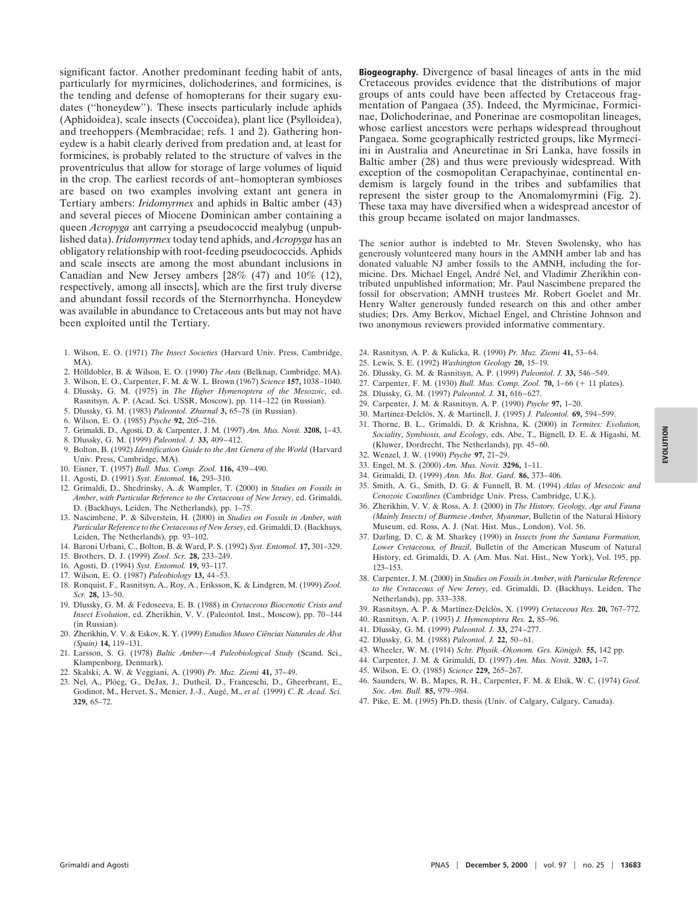significant factor. Another predominant feeding habit of ants, particularly for myrmicines, dolichoderines, and formicines, is the tending and defense of homopterans for their sugary exudates ("honeydew"). These insects particularly include aphids (Aphidoidea), scale insects (Coccoidea), plant lice (Psylloidea), and treehoppers (Membracidae; refs. 1 and 2). Gathering honeydew is a habit clearly derived from predation and, at least for formicines, is probably related to the structure of valves in the proventriculus that allow for storage of large volumes of liquid in the crop. The earliest records of ant–homopteran symbioses are based on two examples involving extant ant genera in Tertiary ambers: *Iridomyrmex* and aphids in Baltic amber (43) and several pieces of Miocene Dominican amber containing a queen *Acropyga* ant carrying a pseudococcid mealybug (unpublished data). *Iridomyrmex* today tend aphids, and *Acropyga* has an obligatory relationship with root-feeding pseudococcids. Aphids and scale insects are among the most abundant inclusions in Canadian and New Jersey ambers [28% (47) and 10% (12), respectively, among all insects], which are the first truly diverse and abundant fossil records of the Sternorrhyncha. Honeydew was available in abundance to Cretaceous ants but may not have been exploited until the Tertiary.

**Biogeography.** Divergence of basal lineages of ants in the mid Cretaceous provides evidence that the distributions of major groups of ants could have been affected by Cretaceous fragmentation of Pangaea (35). Indeed, the Myrmicinae, Formicinae, Dolichoderinae, and Ponerinae are cosmopolitan lineages, whose earliest ancestors were perhaps widespread throughout Pangaea. Some geographically restricted groups, like Myrmeciini in Australia and Aneuretinae in Sri Lanka, have fossils in Baltic amber (28) and thus were previously widespread. With exception of the cosmopolitan Cerapachyinae, continental endemism is largely found in the tribes and subfamilies that represent the sister group to the Anomalomyrmini (Fig. 2). These taxa may have diversified when a widespread ancestor of this group became isolated on major landmasses.

The senior author is indebted to Mr. Steven Swolensky, who has generously volunteered many hours in the AMNH amber lab and has donated valuable NJ amber fossils to the AMNH, including the formicine. Drs. Michael Engel, André Nel, and Vladimir Zherikhin contributed unpublished information; Mr. Paul Nascimbene prepared the fossil for observation; AMNH trustees Mr. Robert Goelet and Mr. Henry Walter generously funded research on this and other amber studies; Drs. Amy Berkov, Michael Engel, and Christine Johnson and two anonymous reviewers provided informative commentary.

1. Wilson, E. O. (1971) *The Insect Societies* (Harvard Univ. Press, Cambridge, MA).
2. Hölldobler, B. & Wilson, E. O. (1990) *The Ants* (Belknap, Cambridge, MA).
3. Wilson, E. O., Carpenter, F. M. & W. L. Brown (1967) *Science* **157,** 1038–1040.
4. Dlussky, G. M. (1975) in *The Higher Hymenoptera of the Mesozoic*, ed. Rasnitsyn, A. P. (Acad. Sci. USSR, Moscow), pp. 114–122 (in Russian).
5. Dlussky, G. M. (1983) *Paleontol. Zhurnal* **3,** 65–78 (in Russian).
6. Wilson, E. O. (1985) *Psyche* **92,** 205–216.
7. Grimaldi, D., Agosti, D. & Carpenter, J. M. (1997) *Am. Mus. Novit.* **3208,** 1–43.
8. Dlussky, G. M. (1999) *Paleontol. J.* **33,** 409–412.
9. Bolton, B. (1992) *Identification Guide to the Ant Genera of the World* (Harvard Univ. Press, Cambridge, MA).
10. Eisner, T. (1957) *Bull. Mus. Comp. Zool.* **116,** 439–490.
11. Agosti, D. (1991) *Syst. Entomol.* **16,** 293–310.
12. Grimaldi, D., Shedrinsky, A. & Wampler, T. (2000) in *Studies on Fossils in Amber, with Particular Reference to the Cretaceous of New Jersey*, ed. Grimaldi, D. (Backhuys, Leiden, The Netherlands), pp. 1–75.
13. Nascimbene, P. & Silverstein, H. (2000) in *Studies on Fossils in Amber, with Particular Reference to the Cretaceous of New Jersey*, ed. Grimaldi, D. (Backhuys, Leiden, The Netherlands), pp. 93–102.
14. Baroni Urbani, C., Bolton, B. & Ward, P. S. (1992) *Syst. Entomol.* **17,** 301–329.
15. Brothers, D. J. (1999) *Zool. Scr.* **28,** 233–249.
16. Agosti, D. (1994) *Syst. Entomol.* **19,** 93–117.
17. Wilson, E. O. (1987) *Paleobiology* **13,** 44–53.
18. Ronquist, F., Rasnitsyn, A., Roy, A., Eriksson, K. & Lindgren, M. (1999) *Zool. Scr.* **28,** 13–50.
19. Dlussky, G. M. & Fedoseeva, E. B. (1988) in *Cretaceous Biocenotic Crisis and Insect Evolution*, ed. Zherikhin, V. V. (Paleontol. Inst., Moscow), pp. 70–144 (in Russian).
20. Zherikhin, V. V. & Eskov, K. Y. (1999) *Estudios Museo Ciências Naturales de Álva (Spain)* **14,** 119–131.
21. Larsson, S. G. (1978) *Baltic Amber—A Paleobiological Study* (Scand. Sci., Klampenborg, Denmark).
22. Skalski, A. W. & Veggiani, A. (1990) *Pr. Muz. Ziemi* **41,** 37–49.
23. Nel, A., Plöeg, G., DeJax, J., Dutheil, D., Franceschi, D., Gheerbrant, E., Godinot, M., Hervet, S., Menier, J.-J., Augé, M., *et al.* (1999) *C. R. Acad. Sci.* **329,** 65–72.
24. Rasnitysn, A. P. & Kulicka, R. (1990) *Pr. Muz. Ziemi* **41,** 53–64.
25. Lewis, S. E. (1992) *Washington Geology* **20,** 15–19.
26. Dlussky, G. M. & Rasnitsyn, A. P. (1999) *Paleontol. J.* **33,** 546–549.
27. Carpenter, F. M. (1930) *Bull. Mus. Comp. Zool.* **70,** 1–66 (+ 11 plates).
28. Dlussky, G. M. (1997) *Paleontol. J.* **31,** 616–627.
29. Carpenter, J. M. & Rasnitsyn, A. P. (1990) *Psyche* **97,** 1–20.
30. Martínez-Delclòs, X. & Martinell, J. (1995) *J. Paleontol.* **69,** 594–599.
31. Thorne, B. L., Grimaldi, D. & Krishna, K. (2000) in *Termites: Evolution, Sociality, Symbiosis, and Ecology*, eds. Abe, T., Bignell, D. E. & Higashi, M. (Kluwer, Dordrecht, The Netherlands), pp. 45–60.
32. Wenzel, J. W. (1990) *Psyche* **97,** 21–29.
33. Engel, M. S. (2000) *Am. Mus. Novit.* **3296,** 1–11.
34. Grimaldi, D. (1999) *Ann. Mo. Bot. Gard.* **86,** 373–406.
35. Smith, A. G., Smith, D. G. & Funnell, B. M. (1994) *Atlas of Mesozoic and Cenozoic Coastlines* (Cambridge Univ. Press, Cambridge, U.K.).
36. Zherikhin, V. V. & Ross, A. J. (2000) in *The History, Geology, Age and Fauna (Mainly Insects) of Burmese Amber, Myanmar*, Bulletin of the Natural History Museum, ed. Ross, A. J. (Nat. Hist. Mus., London), Vol. 56.
37. Darling, D. C. & M. Sharkey (1990) in *Insects from the Santana Formation, Lower Cretaceous, of Brazil*, Bulletin of the American Museum of Natural History, ed. Grimaldi, D. A. (Am. Mus. Nat. Hist., New York), Vol. 195, pp. 123–153.
38. Carpenter, J. M. (2000) in *Studies on Fossils in Amber, with Particular Reference to the Cretaceous of New Jersey*, ed. Grimaldi, D. (Backhuys, Leiden, The Netherlands), pp. 333–338.
39. Rasnitsyn, A. P. & Martínez-Delclòs, X. (1999) *Cretaceous Res.* **20,** 767–772.
40. Rasnitsyn, A. P. (1993) *J. Hymenoptera Res.* **2,** 85–96.
41. Dlussky, G. M. (1999) *Paleontol. J.* **33,** 274–277.
42. Dlussky, G. M. (1988) *Paleontol. J.* **22,** 50–61.
43. Wheeler, W. M. (1914) *Schr. Physik.-Ökonom. Ges. Königsb.* **55,** 142 pp.
44. Carpenter, J. M. & Grimaldi, D. (1997) *Am. Mus. Novit.* **3203,** 1–7.
45. Wilson, E. O. (1985) *Science* **229,** 265–267.
46. Saunders, W. B., Mapes, R. H., Carpenter, F. M. & Elsik, W. C. (1974) *Geol. Soc. Am. Bull.* **85,** 979–984.
47. Pike, E. M. (1995) Ph.D. thesis (Univ. of Calgary, Calgary, Canada).